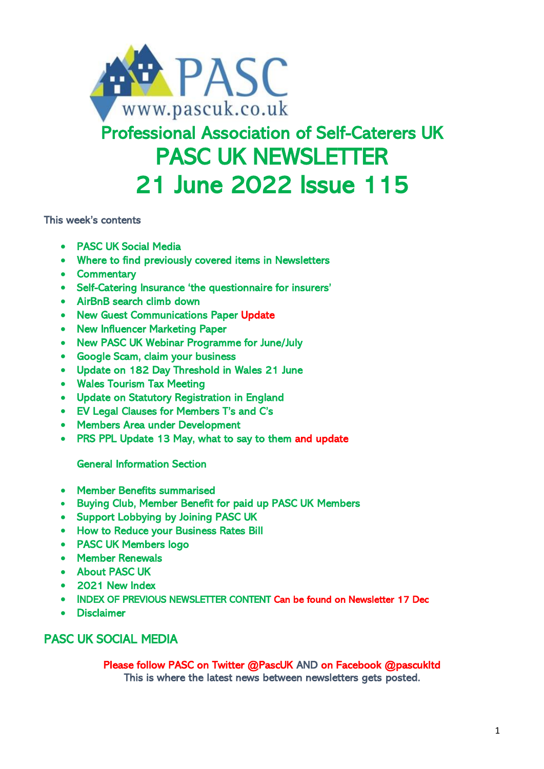PASC
www.pascuk.co.uk

# Professional Association of Self-Caterers UK

# PASC UK NEWSLETTER

# 21 June 2022 Issue 115

This week's contents

- PASC UK Social Media
- Where to find previously covered items in Newsletters
- Commentary
- Self-Catering Insurance 'the questionnaire for insurers'
- AirBnB search climb down
- New Guest Communications Paper Update
- New Influencer Marketing Paper
- New PASC UK Webinar Programme for June/July
- Google Scam, claim your business
- Update on 182 Day Threshold in Wales 21 June
- Wales Tourism Tax Meeting
- Update on Statutory Registration in England
- EV Legal Clauses for Members T's and C's
- Members Area under Development
- PRS PPL Update 13 May, what to say to them and update

General Information Section

- Member Benefits summarised
- Buying Club, Member Benefit for paid up PASC UK Members
- Support Lobbying by Joining PASC UK
- How to Reduce your Business Rates Bill
- PASC UK Members logo
- Member Renewals
- About PASC UK
- 2021 New Index
- INDEX OF PREVIOUS NEWSLETTER CONTENT Can be found on Newsletter 17 Dec
- Disclaimer

## PASC UK SOCIAL MEDIA

Please follow PASC on Twitter @PascUK AND on Facebook @pascukltd
This is where the latest news between newsletters gets posted.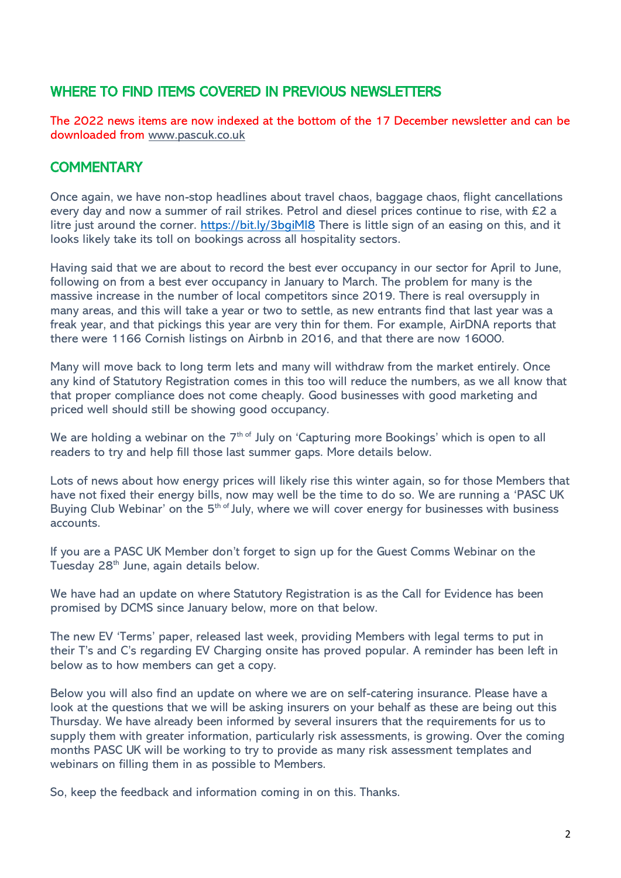## WHERE TO FIND ITEMS COVERED IN PREVIOUS NEWSLETTERS

The 2022 news items are now indexed at the bottom of the 17 December newsletter and can be downloaded from www.pascuk.co.uk

## COMMENTARY

Once again, we have non-stop headlines about travel chaos, baggage chaos, flight cancellations every day and now a summer of rail strikes. Petrol and diesel prices continue to rise, with £2 a litre just around the corner. https://bit.ly/3bgiMl8 There is little sign of an easing on this, and it looks likely take its toll on bookings across all hospitality sectors.

Having said that we are about to record the best ever occupancy in our sector for April to June, following on from a best ever occupancy in January to March. The problem for many is the massive increase in the number of local competitors since 2019. There is real oversupply in many areas, and this will take a year or two to settle, as new entrants find that last year was a freak year, and that pickings this year are very thin for them. For example, AirDNA reports that there were 1166 Cornish listings on Airbnb in 2016, and that there are now 16000.

Many will move back to long term lets and many will withdraw from the market entirely. Once any kind of Statutory Registration comes in this too will reduce the numbers, as we all know that that proper compliance does not come cheaply. Good businesses with good marketing and priced well should still be showing good occupancy.

We are holding a webinar on the 7th of July on 'Capturing more Bookings' which is open to all readers to try and help fill those last summer gaps. More details below.

Lots of news about how energy prices will likely rise this winter again, so for those Members that have not fixed their energy bills, now may well be the time to do so. We are running a 'PASC UK Buying Club Webinar' on the 5th of July, where we will cover energy for businesses with business accounts.

If you are a PASC UK Member don't forget to sign up for the Guest Comms Webinar on the Tuesday 28th June, again details below.

We have had an update on where Statutory Registration is as the Call for Evidence has been promised by DCMS since January below, more on that below.

The new EV 'Terms' paper, released last week, providing Members with legal terms to put in their T's and C's regarding EV Charging onsite has proved popular. A reminder has been left in below as to how members can get a copy.

Below you will also find an update on where we are on self-catering insurance. Please have a look at the questions that we will be asking insurers on your behalf as these are being out this Thursday. We have already been informed by several insurers that the requirements for us to supply them with greater information, particularly risk assessments, is growing. Over the coming months PASC UK will be working to try to provide as many risk assessment templates and webinars on filling them in as possible to Members.

So, keep the feedback and information coming in on this. Thanks.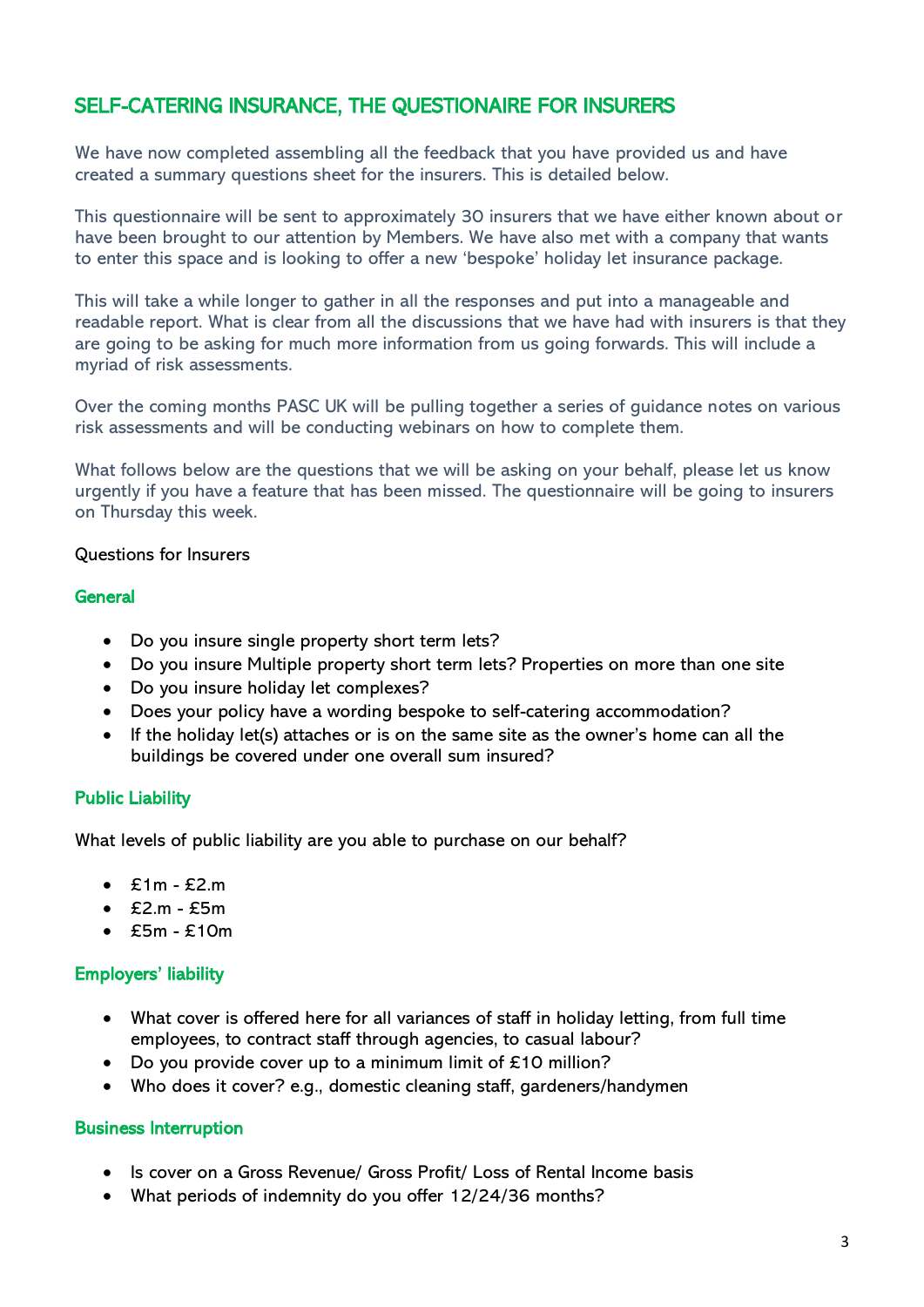## SELF-CATERING INSURANCE, THE QUESTIONAIRE FOR INSURERS

We have now completed assembling all the feedback that you have provided us and have created a summary questions sheet for the insurers. This is detailed below.

This questionnaire will be sent to approximately 30 insurers that we have either known about or have been brought to our attention by Members. We have also met with a company that wants to enter this space and is looking to offer a new 'bespoke' holiday let insurance package.

This will take a while longer to gather in all the responses and put into a manageable and readable report. What is clear from all the discussions that we have had with insurers is that they are going to be asking for much more information from us going forwards. This will include a myriad of risk assessments.

Over the coming months PASC UK will be pulling together a series of guidance notes on various risk assessments and will be conducting webinars on how to complete them.

What follows below are the questions that we will be asking on your behalf, please let us know urgently if you have a feature that has been missed. The questionnaire will be going to insurers on Thursday this week.

Questions for Insurers

### General

- Do you insure single property short term lets?
- Do you insure Multiple property short term lets? Properties on more than one site
- Do you insure holiday let complexes?
- Does your policy have a wording bespoke to self-catering accommodation?
- If the holiday let(s) attaches or is on the same site as the owner's home can all the buildings be covered under one overall sum insured?

### Public Liability

What levels of public liability are you able to purchase on our behalf?

- £1m - £2.m
- £2.m - £5m
- £5m - £10m

### Employers' liability

- What cover is offered here for all variances of staff in holiday letting, from full time employees, to contract staff through agencies, to casual labour?
- Do you provide cover up to a minimum limit of £10 million?
- Who does it cover? e.g., domestic cleaning staff, gardeners/handymen

### Business Interruption

- Is cover on a Gross Revenue/ Gross Profit/ Loss of Rental Income basis
- What periods of indemnity do you offer 12/24/36 months?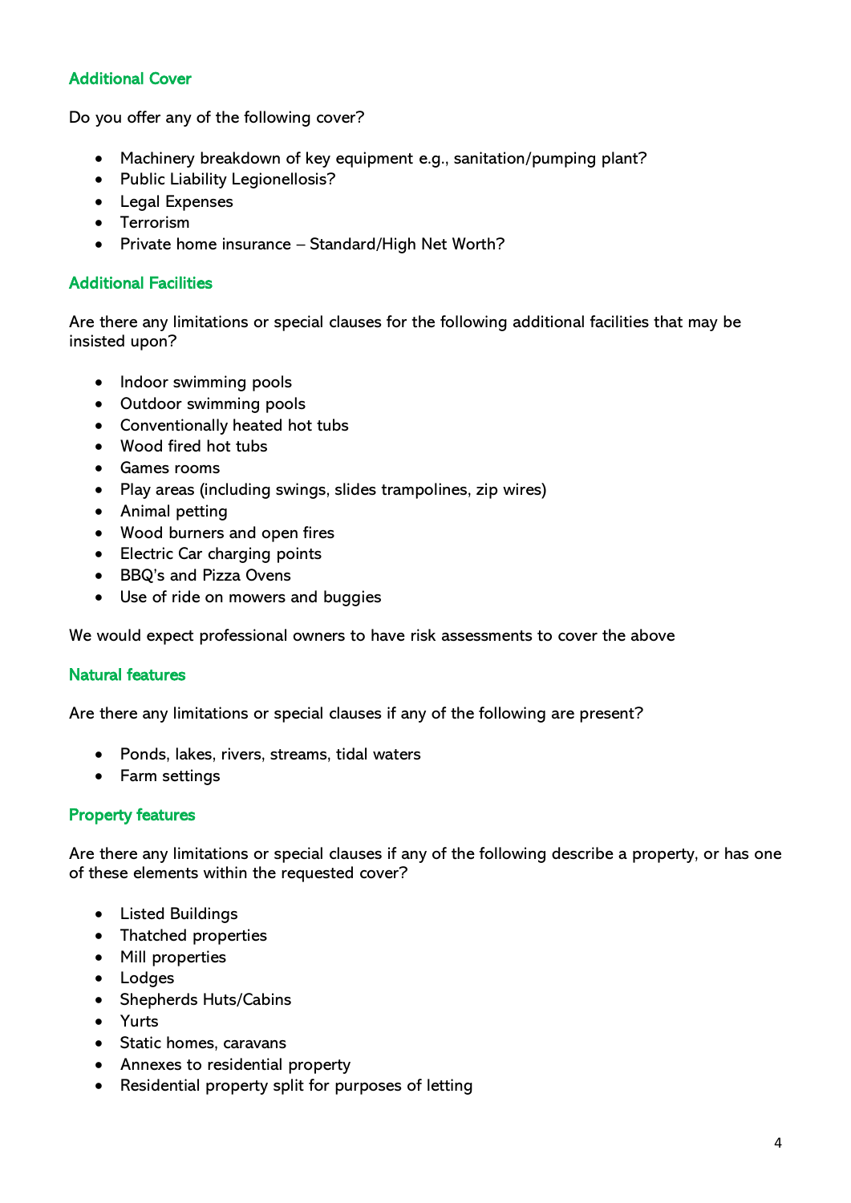## Additional Cover

Do you offer any of the following cover?

- Machinery breakdown of key equipment e.g., sanitation/pumping plant?
- Public Liability Legionellosis?
- Legal Expenses
- Terrorism
- Private home insurance – Standard/High Net Worth?

## Additional Facilities

Are there any limitations or special clauses for the following additional facilities that may be insisted upon?

- Indoor swimming pools
- Outdoor swimming pools
- Conventionally heated hot tubs
- Wood fired hot tubs
- Games rooms
- Play areas (including swings, slides trampolines, zip wires)
- Animal petting
- Wood burners and open fires
- Electric Car charging points
- BBQ's and Pizza Ovens
- Use of ride on mowers and buggies

We would expect professional owners to have risk assessments to cover the above

## Natural features

Are there any limitations or special clauses if any of the following are present?

- Ponds, lakes, rivers, streams, tidal waters
- Farm settings

## Property features

Are there any limitations or special clauses if any of the following describe a property, or has one of these elements within the requested cover?

- Listed Buildings
- Thatched properties
- Mill properties
- Lodges
- Shepherds Huts/Cabins
- Yurts
- Static homes, caravans
- Annexes to residential property
- Residential property split for purposes of letting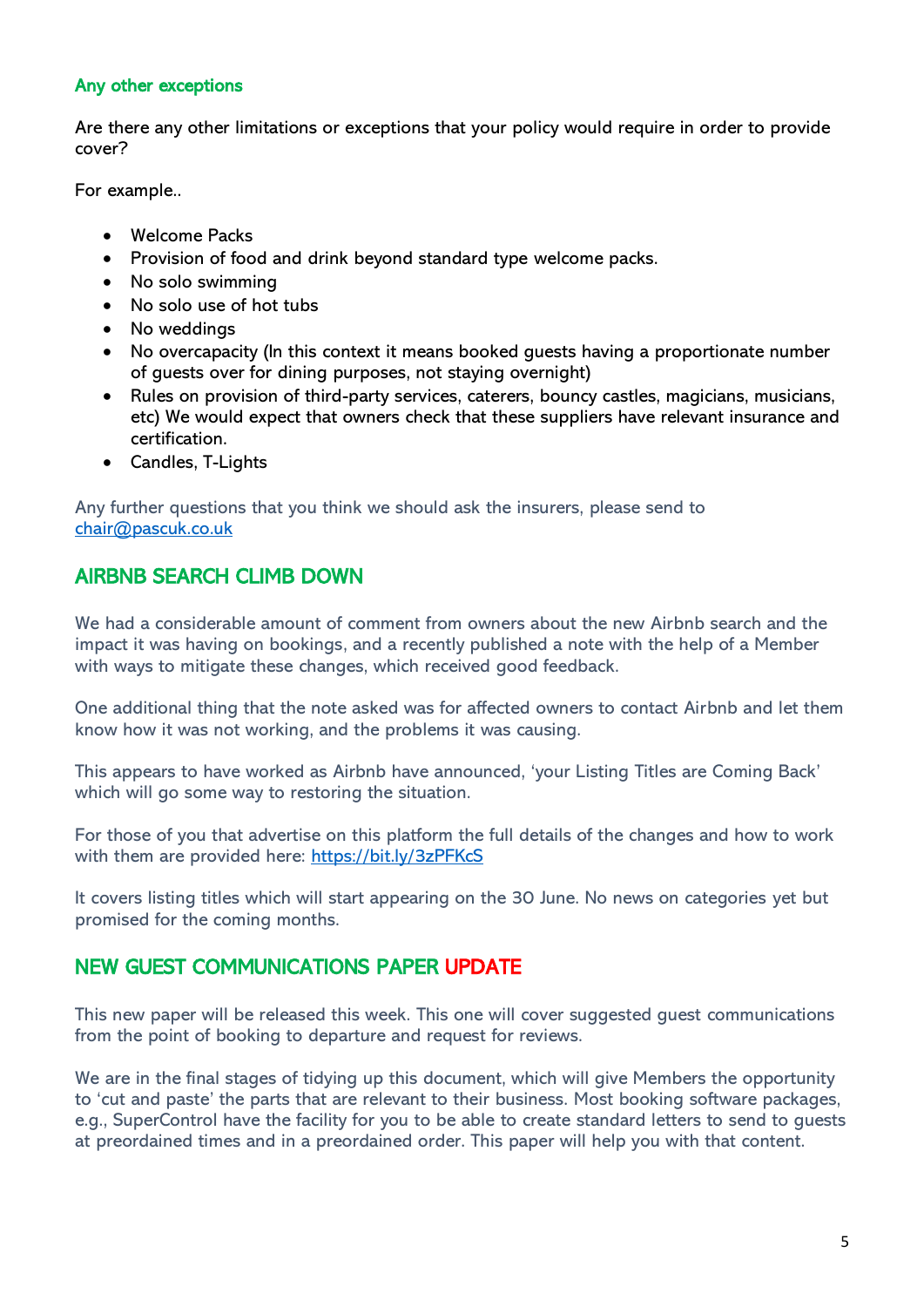### Any other exceptions

Are there any other limitations or exceptions that your policy would require in order to provide cover?

For example..

- Welcome Packs
- Provision of food and drink beyond standard type welcome packs.
- No solo swimming
- No solo use of hot tubs
- No weddings
- No overcapacity (In this context it means booked guests having a proportionate number of guests over for dining purposes, not staying overnight)
- Rules on provision of third-party services, caterers, bouncy castles, magicians, musicians, etc) We would expect that owners check that these suppliers have relevant insurance and certification.
- Candles, T-Lights

Any further questions that you think we should ask the insurers, please send to chair@pascuk.co.uk

## AIRBNB SEARCH CLIMB DOWN

We had a considerable amount of comment from owners about the new Airbnb search and the impact it was having on bookings, and a recently published a note with the help of a Member with ways to mitigate these changes, which received good feedback.

One additional thing that the note asked was for affected owners to contact Airbnb and let them know how it was not working, and the problems it was causing.

This appears to have worked as Airbnb have announced, 'your Listing Titles are Coming Back' which will go some way to restoring the situation.

For those of you that advertise on this platform the full details of the changes and how to work with them are provided here: https://bit.ly/3zPFKcS

It covers listing titles which will start appearing on the 30 June. No news on categories yet but promised for the coming months.

## NEW GUEST COMMUNICATIONS PAPER UPDATE

This new paper will be released this week. This one will cover suggested guest communications from the point of booking to departure and request for reviews.

We are in the final stages of tidying up this document, which will give Members the opportunity to 'cut and paste' the parts that are relevant to their business. Most booking software packages, e.g., SuperControl have the facility for you to be able to create standard letters to send to guests at preordained times and in a preordained order. This paper will help you with that content.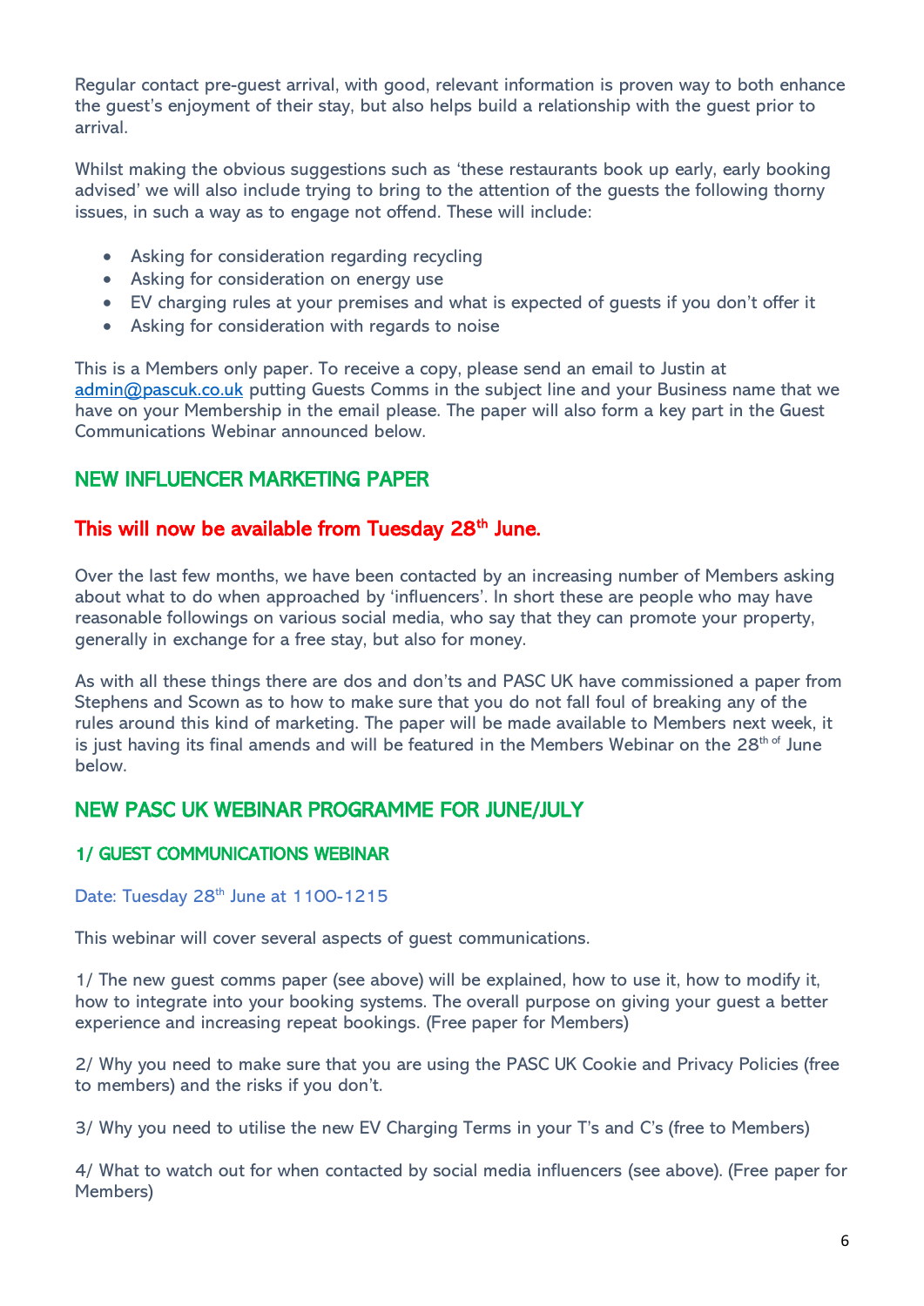Regular contact pre-guest arrival, with good, relevant information is proven way to both enhance the guest's enjoyment of their stay, but also helps build a relationship with the guest prior to arrival.

Whilst making the obvious suggestions such as 'these restaurants book up early, early booking advised' we will also include trying to bring to the attention of the guests the following thorny issues, in such a way as to engage not offend. These will include:

- Asking for consideration regarding recycling
- Asking for consideration on energy use
- EV charging rules at your premises and what is expected of guests if you don't offer it
- Asking for consideration with regards to noise

This is a Members only paper. To receive a copy, please send an email to Justin at admin@pascuk.co.uk putting Guests Comms in the subject line and your Business name that we have on your Membership in the email please. The paper will also form a key part in the Guest Communications Webinar announced below.

## NEW INFLUENCER MARKETING PAPER

### This will now be available from Tuesday 28th June.

Over the last few months, we have been contacted by an increasing number of Members asking about what to do when approached by 'influencers'. In short these are people who may have reasonable followings on various social media, who say that they can promote your property, generally in exchange for a free stay, but also for money.

As with all these things there are dos and don'ts and PASC UK have commissioned a paper from Stephens and Scown as to how to make sure that you do not fall foul of breaking any of the rules around this kind of marketing. The paper will be made available to Members next week, it is just having its final amends and will be featured in the Members Webinar on the 28th of June below.

## NEW PASC UK WEBINAR PROGRAMME FOR JUNE/JULY

### 1/ GUEST COMMUNICATIONS WEBINAR

Date: Tuesday 28th June at 1100-1215

This webinar will cover several aspects of guest communications.

1/ The new guest comms paper (see above) will be explained, how to use it, how to modify it, how to integrate into your booking systems. The overall purpose on giving your guest a better experience and increasing repeat bookings. (Free paper for Members)

2/ Why you need to make sure that you are using the PASC UK Cookie and Privacy Policies (free to members) and the risks if you don't.

3/ Why you need to utilise the new EV Charging Terms in your T's and C's (free to Members)

4/ What to watch out for when contacted by social media influencers (see above). (Free paper for Members)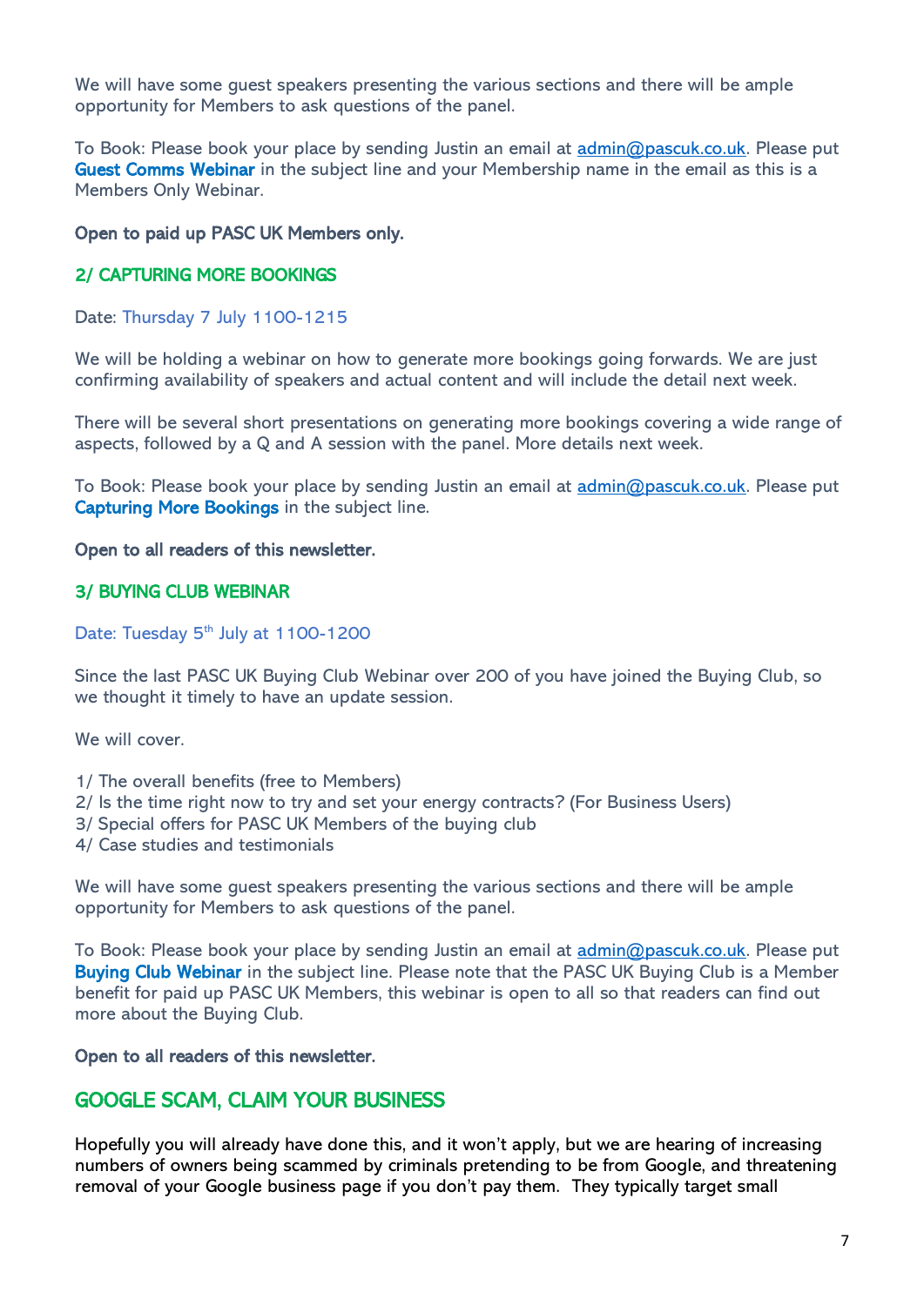We will have some guest speakers presenting the various sections and there will be ample opportunity for Members to ask questions of the panel.

To Book: Please book your place by sending Justin an email at admin@pascuk.co.uk. Please put **Guest Comms Webinar** in the subject line and your Membership name in the email as this is a Members Only Webinar.

**Open to paid up PASC UK Members only.**

### 2/ CAPTURING MORE BOOKINGS

Date: Thursday 7 July 1100-1215

We will be holding a webinar on how to generate more bookings going forwards. We are just confirming availability of speakers and actual content and will include the detail next week.

There will be several short presentations on generating more bookings covering a wide range of aspects, followed by a Q and A session with the panel. More details next week.

To Book: Please book your place by sending Justin an email at admin@pascuk.co.uk. Please put **Capturing More Bookings** in the subject line.

**Open to all readers of this newsletter.**

### 3/ BUYING CLUB WEBINAR

Date: Tuesday 5th July at 1100-1200

Since the last PASC UK Buying Club Webinar over 200 of you have joined the Buying Club, so we thought it timely to have an update session.

We will cover.

1/ The overall benefits (free to Members)
2/ Is the time right now to try and set your energy contracts? (For Business Users)
3/ Special offers for PASC UK Members of the buying club
4/ Case studies and testimonials

We will have some guest speakers presenting the various sections and there will be ample opportunity for Members to ask questions of the panel.

To Book: Please book your place by sending Justin an email at admin@pascuk.co.uk. Please put **Buying Club Webinar** in the subject line. Please note that the PASC UK Buying Club is a Member benefit for paid up PASC UK Members, this webinar is open to all so that readers can find out more about the Buying Club.

**Open to all readers of this newsletter.**

## GOOGLE SCAM, CLAIM YOUR BUSINESS

Hopefully you will already have done this, and it won't apply, but we are hearing of increasing numbers of owners being scammed by criminals pretending to be from Google, and threatening removal of your Google business page if you don't pay them. They typically target small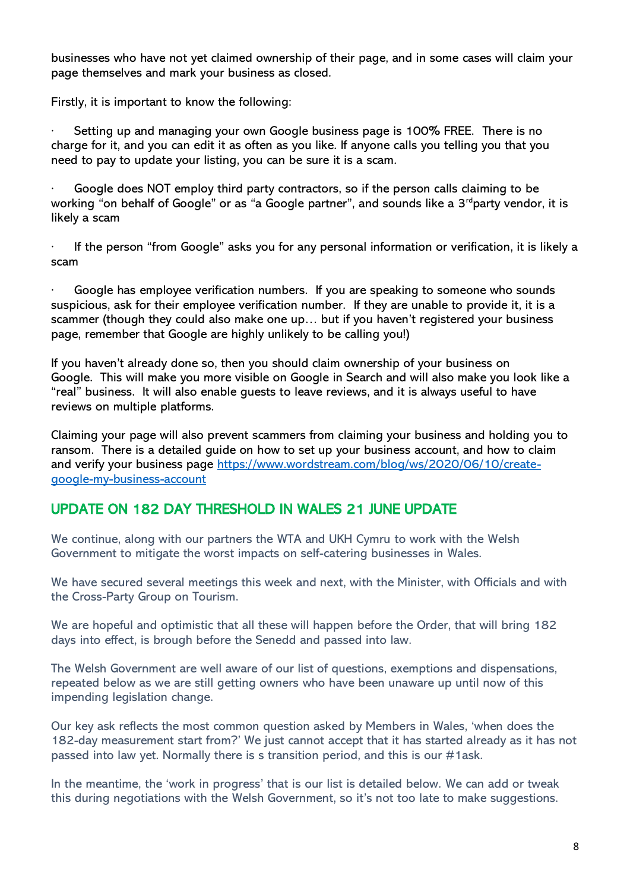businesses who have not yet claimed ownership of their page, and in some cases will claim your page themselves and mark your business as closed.

Firstly, it is important to know the following:

- Setting up and managing your own Google business page is 100% FREE. There is no charge for it, and you can edit it as often as you like. If anyone calls you telling you that you need to pay to update your listing, you can be sure it is a scam.

- Google does NOT employ third party contractors, so if the person calls claiming to be working "on behalf of Google" or as "a Google partner", and sounds like a 3rd party vendor, it is likely a scam

- If the person "from Google" asks you for any personal information or verification, it is likely a scam

- Google has employee verification numbers. If you are speaking to someone who sounds suspicious, ask for their employee verification number. If they are unable to provide it, it is a scammer (though they could also make one up… but if you haven't registered your business page, remember that Google are highly unlikely to be calling you!)

If you haven't already done so, then you should claim ownership of your business on Google. This will make you more visible on Google in Search and will also make you look like a "real" business. It will also enable guests to leave reviews, and it is always useful to have reviews on multiple platforms.

Claiming your page will also prevent scammers from claiming your business and holding you to ransom. There is a detailed guide on how to set up your business account, and how to claim and verify your business page [https://www.wordstream.com/blog/ws/2020/06/10/create-google-my-business-account](https://www.wordstream.com/blog/ws/2020/06/10/create-google-my-business-account)

## UPDATE ON 182 DAY THRESHOLD IN WALES 21 JUNE UPDATE

We continue, along with our partners the WTA and UKH Cymru to work with the Welsh Government to mitigate the worst impacts on self-catering businesses in Wales.

We have secured several meetings this week and next, with the Minister, with Officials and with the Cross-Party Group on Tourism.

We are hopeful and optimistic that all these will happen before the Order, that will bring 182 days into effect, is brough before the Senedd and passed into law.

The Welsh Government are well aware of our list of questions, exemptions and dispensations, repeated below as we are still getting owners who have been unaware up until now of this impending legislation change.

Our key ask reflects the most common question asked by Members in Wales, 'when does the 182-day measurement start from?' We just cannot accept that it has started already as it has not passed into law yet. Normally there is s transition period, and this is our #1ask.

In the meantime, the 'work in progress' that is our list is detailed below. We can add or tweak this during negotiations with the Welsh Government, so it's not too late to make suggestions.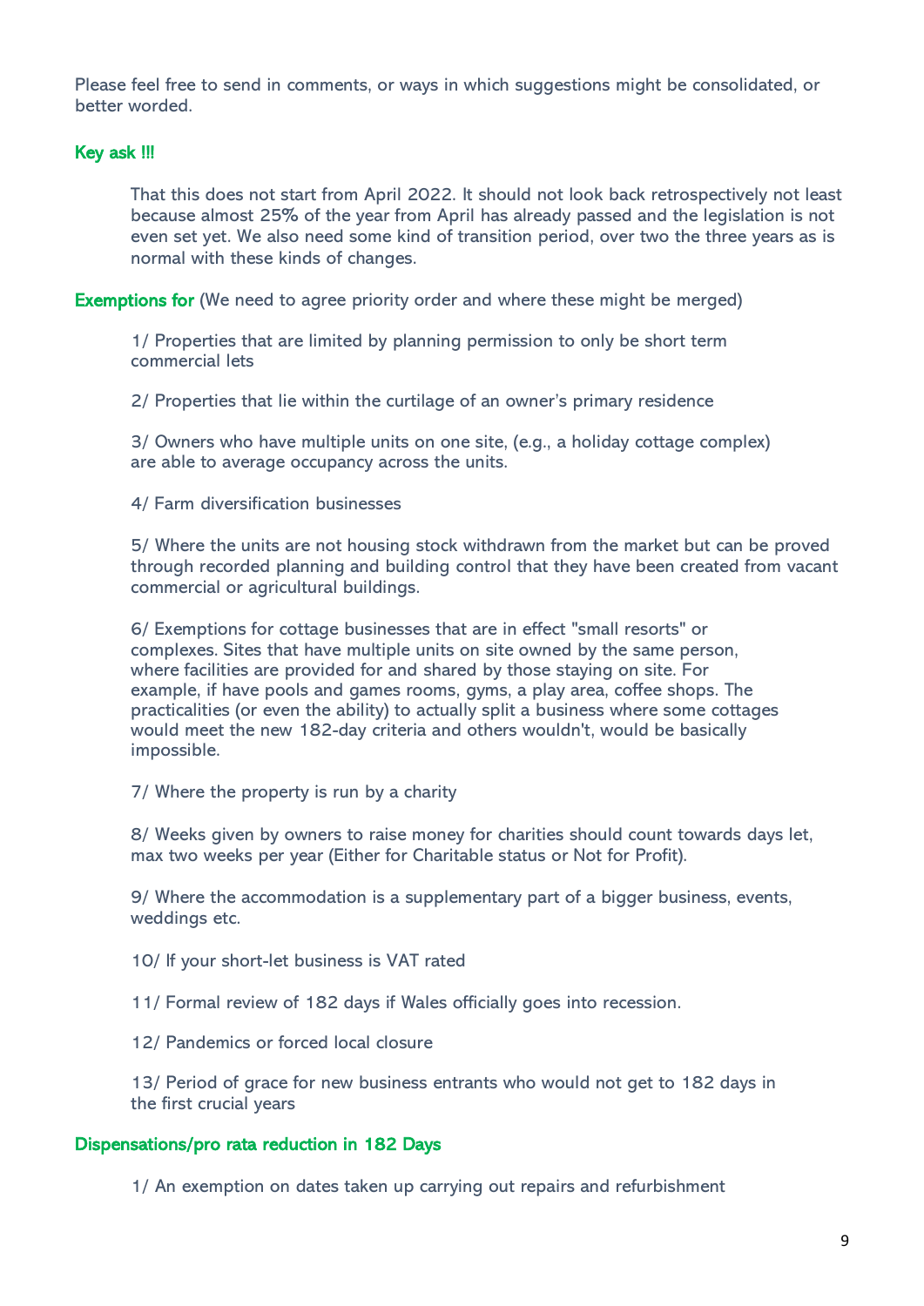Please feel free to send in comments, or ways in which suggestions might be consolidated, or better worded.

**Key ask !!!**

That this does not start from April 2022. It should not look back retrospectively not least because almost 25% of the year from April has already passed and the legislation is not even set yet. We also need some kind of transition period, over two the three years as is normal with these kinds of changes.

**Exemptions for** (We need to agree priority order and where these might be merged)

1/ Properties that are limited by planning permission to only be short term commercial lets

2/ Properties that lie within the curtilage of an owner's primary residence

3/ Owners who have multiple units on one site, (e.g., a holiday cottage complex) are able to average occupancy across the units.

4/ Farm diversification businesses

5/ Where the units are not housing stock withdrawn from the market but can be proved through recorded planning and building control that they have been created from vacant commercial or agricultural buildings.

6/ Exemptions for cottage businesses that are in effect "small resorts" or complexes. Sites that have multiple units on site owned by the same person, where facilities are provided for and shared by those staying on site. For example, if have pools and games rooms, gyms, a play area, coffee shops. The practicalities (or even the ability) to actually split a business where some cottages would meet the new 182-day criteria and others wouldn't, would be basically impossible.

7/ Where the property is run by a charity

8/ Weeks given by owners to raise money for charities should count towards days let, max two weeks per year (Either for Charitable status or Not for Profit).

9/ Where the accommodation is a supplementary part of a bigger business, events, weddings etc.

10/ If your short-let business is VAT rated

11/ Formal review of 182 days if Wales officially goes into recession.

12/ Pandemics or forced local closure

13/ Period of grace for new business entrants who would not get to 182 days in the first crucial years

**Dispensations/pro rata reduction in 182 Days**

1/ An exemption on dates taken up carrying out repairs and refurbishment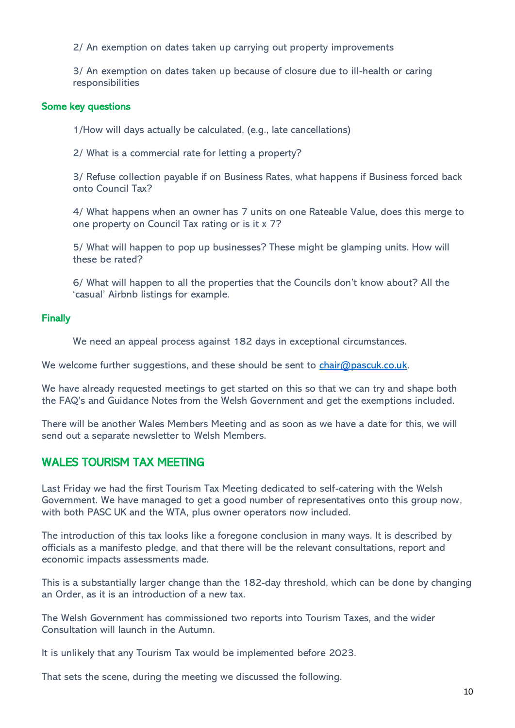2/ An exemption on dates taken up carrying out property improvements

3/ An exemption on dates taken up because of closure due to ill-health or caring responsibilities

### Some key questions

1/How will days actually be calculated, (e.g., late cancellations)

2/ What is a commercial rate for letting a property?

3/ Refuse collection payable if on Business Rates, what happens if Business forced back onto Council Tax?

4/ What happens when an owner has 7 units on one Rateable Value, does this merge to one property on Council Tax rating or is it x 7?

5/ What will happen to pop up businesses? These might be glamping units. How will these be rated?

6/ What will happen to all the properties that the Councils don't know about? All the 'casual' Airbnb listings for example.

### Finally

We need an appeal process against 182 days in exceptional circumstances.

We welcome further suggestions, and these should be sent to chair@pascuk.co.uk.

We have already requested meetings to get started on this so that we can try and shape both the FAQ's and Guidance Notes from the Welsh Government and get the exemptions included.

There will be another Wales Members Meeting and as soon as we have a date for this, we will send out a separate newsletter to Welsh Members.

## WALES TOURISM TAX MEETING

Last Friday we had the first Tourism Tax Meeting dedicated to self-catering with the Welsh Government. We have managed to get a good number of representatives onto this group now, with both PASC UK and the WTA, plus owner operators now included.

The introduction of this tax looks like a foregone conclusion in many ways. It is described by officials as a manifesto pledge, and that there will be the relevant consultations, report and economic impacts assessments made.

This is a substantially larger change than the 182-day threshold, which can be done by changing an Order, as it is an introduction of a new tax.

The Welsh Government has commissioned two reports into Tourism Taxes, and the wider Consultation will launch in the Autumn.

It is unlikely that any Tourism Tax would be implemented before 2023.

That sets the scene, during the meeting we discussed the following.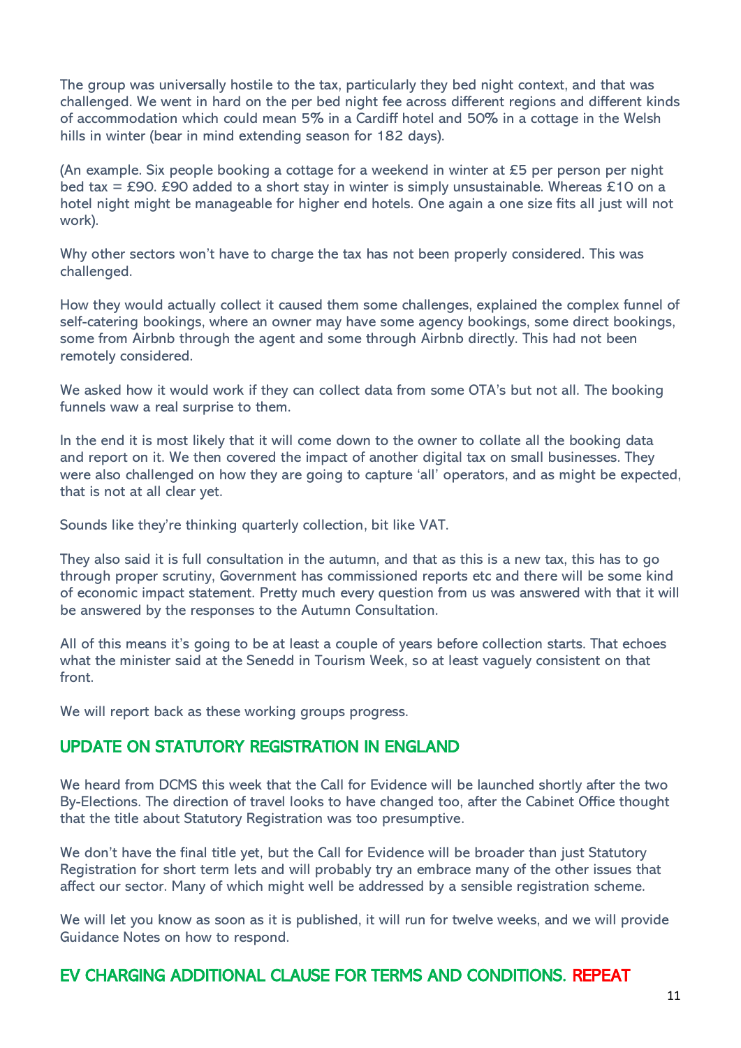The group was universally hostile to the tax, particularly they bed night context, and that was challenged. We went in hard on the per bed night fee across different regions and different kinds of accommodation which could mean 5% in a Cardiff hotel and 50% in a cottage in the Welsh hills in winter (bear in mind extending season for 182 days).

(An example. Six people booking a cottage for a weekend in winter at £5 per person per night bed tax = £90. £90 added to a short stay in winter is simply unsustainable. Whereas £10 on a hotel night might be manageable for higher end hotels. One again a one size fits all just will not work).

Why other sectors won't have to charge the tax has not been properly considered. This was challenged.

How they would actually collect it caused them some challenges, explained the complex funnel of self-catering bookings, where an owner may have some agency bookings, some direct bookings, some from Airbnb through the agent and some through Airbnb directly. This had not been remotely considered.

We asked how it would work if they can collect data from some OTA's but not all. The booking funnels waw a real surprise to them.

In the end it is most likely that it will come down to the owner to collate all the booking data and report on it. We then covered the impact of another digital tax on small businesses. They were also challenged on how they are going to capture 'all' operators, and as might be expected, that is not at all clear yet.

Sounds like they're thinking quarterly collection, bit like VAT.

They also said it is full consultation in the autumn, and that as this is a new tax, this has to go through proper scrutiny, Government has commissioned reports etc and there will be some kind of economic impact statement. Pretty much every question from us was answered with that it will be answered by the responses to the Autumn Consultation.

All of this means it's going to be at least a couple of years before collection starts. That echoes what the minister said at the Senedd in Tourism Week, so at least vaguely consistent on that front.

We will report back as these working groups progress.

## UPDATE ON STATUTORY REGISTRATION IN ENGLAND

We heard from DCMS this week that the Call for Evidence will be launched shortly after the two By-Elections. The direction of travel looks to have changed too, after the Cabinet Office thought that the title about Statutory Registration was too presumptive.

We don't have the final title yet, but the Call for Evidence will be broader than just Statutory Registration for short term lets and will probably try an embrace many of the other issues that affect our sector. Many of which might well be addressed by a sensible registration scheme.

We will let you know as soon as it is published, it will run for twelve weeks, and we will provide Guidance Notes on how to respond.

## EV CHARGING ADDITIONAL CLAUSE FOR TERMS AND CONDITIONS. REPEAT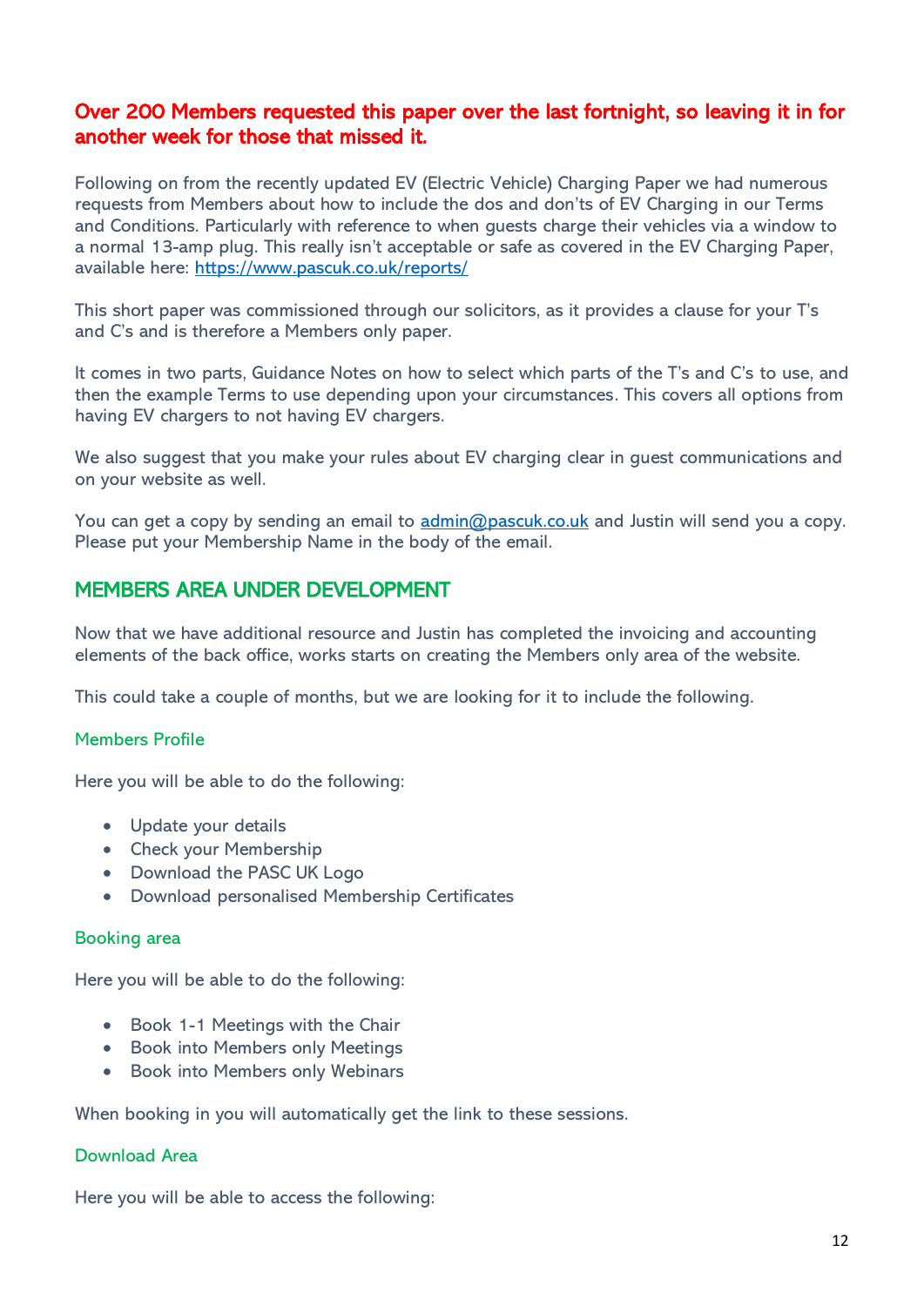**Over 200 Members requested this paper over the last fortnight, so leaving it in for another week for those that missed it.**

Following on from the recently updated EV (Electric Vehicle) Charging Paper we had numerous requests from Members about how to include the dos and don'ts of EV Charging in our Terms and Conditions. Particularly with reference to when guests charge their vehicles via a window to a normal 13-amp plug. This really isn't acceptable or safe as covered in the EV Charging Paper, available here: [https://www.pascuk.co.uk/reports/](https://www.pascuk.co.uk/reports/)

This short paper was commissioned through our solicitors, as it provides a clause for your T's and C's and is therefore a Members only paper.

It comes in two parts, Guidance Notes on how to select which parts of the T's and C's to use, and then the example Terms to use depending upon your circumstances. This covers all options from having EV chargers to not having EV chargers.

We also suggest that you make your rules about EV charging clear in guest communications and on your website as well.

You can get a copy by sending an email to [admin@pascuk.co.uk](mailto:admin@pascuk.co.uk) and Justin will send you a copy. Please put your Membership Name in the body of the email.

## MEMBERS AREA UNDER DEVELOPMENT

Now that we have additional resource and Justin has completed the invoicing and accounting elements of the back office, works starts on creating the Members only area of the website.

This could take a couple of months, but we are looking for it to include the following.

### Members Profile

Here you will be able to do the following:

- Update your details
- Check your Membership
- Download the PASC UK Logo
- Download personalised Membership Certificates

### Booking area

Here you will be able to do the following:

- Book 1-1 Meetings with the Chair
- Book into Members only Meetings
- Book into Members only Webinars

When booking in you will automatically get the link to these sessions.

### Download Area

Here you will be able to access the following: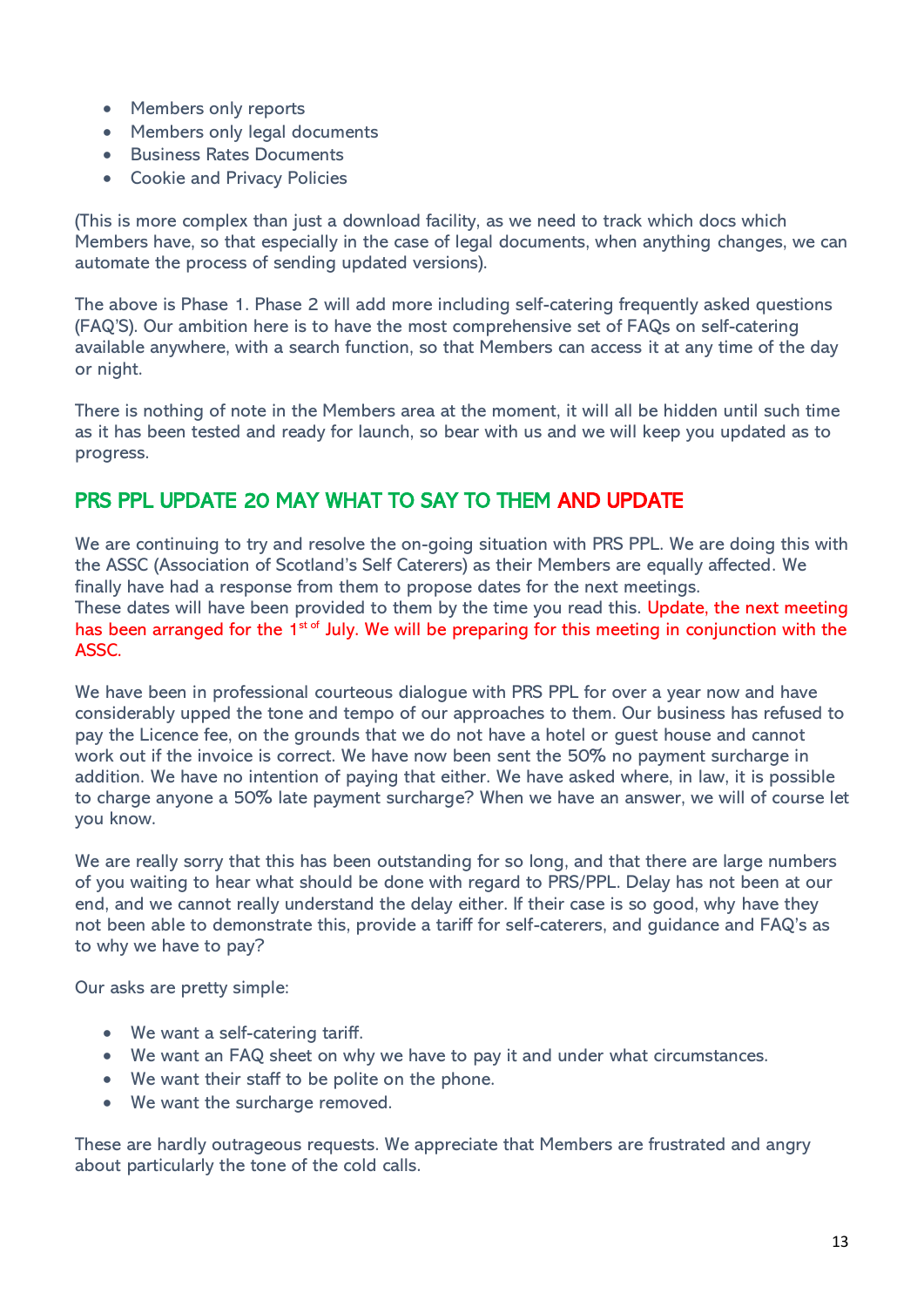- Members only reports
- Members only legal documents
- Business Rates Documents
- Cookie and Privacy Policies

(This is more complex than just a download facility, as we need to track which docs which Members have, so that especially in the case of legal documents, when anything changes, we can automate the process of sending updated versions).

The above is Phase 1. Phase 2 will add more including self-catering frequently asked questions (FAQ'S). Our ambition here is to have the most comprehensive set of FAQs on self-catering available anywhere, with a search function, so that Members can access it at any time of the day or night.

There is nothing of note in the Members area at the moment, it will all be hidden until such time as it has been tested and ready for launch, so bear with us and we will keep you updated as to progress.

## PRS PPL UPDATE 20 MAY WHAT TO SAY TO THEM AND UPDATE

We are continuing to try and resolve the on-going situation with PRS PPL. We are doing this with the ASSC (Association of Scotland's Self Caterers) as their Members are equally affected. We finally have had a response from them to propose dates for the next meetings.
These dates will have been provided to them by the time you read this. Update, the next meeting has been arranged for the 1st of July. We will be preparing for this meeting in conjunction with the ASSC.

We have been in professional courteous dialogue with PRS PPL for over a year now and have considerably upped the tone and tempo of our approaches to them. Our business has refused to pay the Licence fee, on the grounds that we do not have a hotel or guest house and cannot work out if the invoice is correct. We have now been sent the 50% no payment surcharge in addition. We have no intention of paying that either. We have asked where, in law, it is possible to charge anyone a 50% late payment surcharge? When we have an answer, we will of course let you know.

We are really sorry that this has been outstanding for so long, and that there are large numbers of you waiting to hear what should be done with regard to PRS/PPL. Delay has not been at our end, and we cannot really understand the delay either. If their case is so good, why have they not been able to demonstrate this, provide a tariff for self-caterers, and guidance and FAQ's as to why we have to pay?

Our asks are pretty simple:

- We want a self-catering tariff.
- We want an FAQ sheet on why we have to pay it and under what circumstances.
- We want their staff to be polite on the phone.
- We want the surcharge removed.

These are hardly outrageous requests. We appreciate that Members are frustrated and angry about particularly the tone of the cold calls.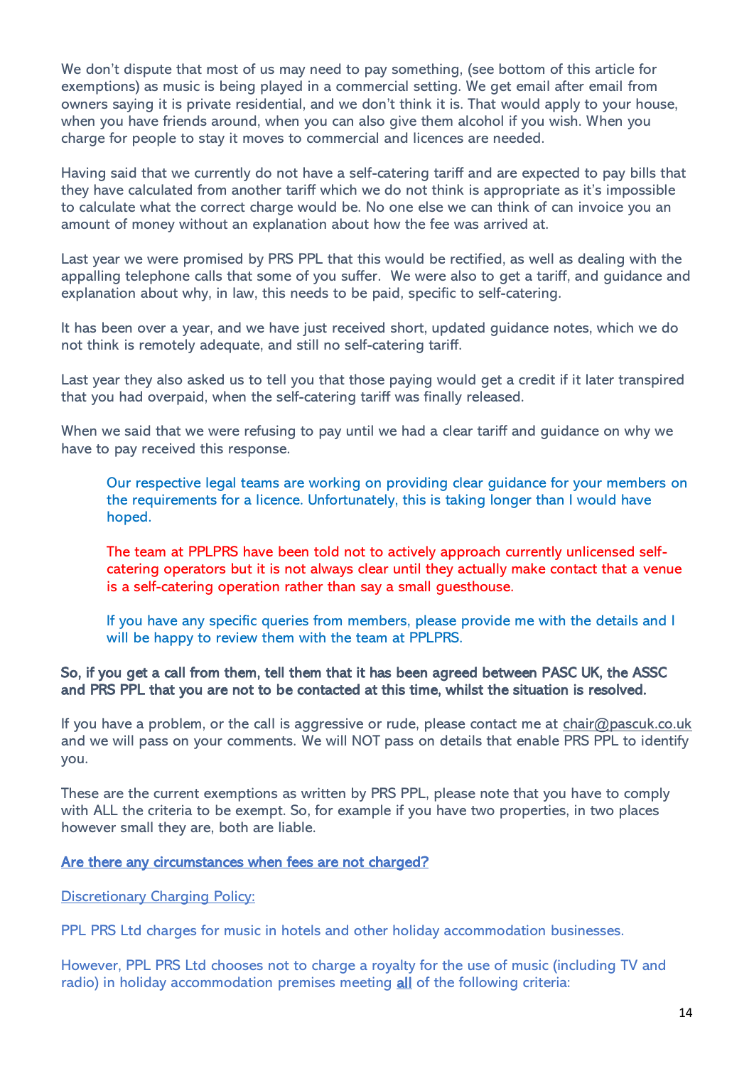We don't dispute that most of us may need to pay something, (see bottom of this article for exemptions) as music is being played in a commercial setting. We get email after email from owners saying it is private residential, and we don't think it is. That would apply to your house, when you have friends around, when you can also give them alcohol if you wish. When you charge for people to stay it moves to commercial and licences are needed.

Having said that we currently do not have a self-catering tariff and are expected to pay bills that they have calculated from another tariff which we do not think is appropriate as it's impossible to calculate what the correct charge would be. No one else we can think of can invoice you an amount of money without an explanation about how the fee was arrived at.

Last year we were promised by PRS PPL that this would be rectified, as well as dealing with the appalling telephone calls that some of you suffer. We were also to get a tariff, and guidance and explanation about why, in law, this needs to be paid, specific to self-catering.

It has been over a year, and we have just received short, updated guidance notes, which we do not think is remotely adequate, and still no self-catering tariff.

Last year they also asked us to tell you that those paying would get a credit if it later transpired that you had overpaid, when the self-catering tariff was finally released.

When we said that we were refusing to pay until we had a clear tariff and guidance on why we have to pay received this response.

> Our respective legal teams are working on providing clear guidance for your members on the requirements for a licence. Unfortunately, this is taking longer than I would have hoped.
>
> The team at PPLPRS have been told not to actively approach currently unlicensed self-catering operators but it is not always clear until they actually make contact that a venue is a self-catering operation rather than say a small guesthouse.
>
> If you have any specific queries from members, please provide me with the details and I will be happy to review them with the team at PPLPRS.

**So, if you get a call from them, tell them that it has been agreed between PASC UK, the ASSC and PRS PPL that you are not to be contacted at this time, whilst the situation is resolved.**

If you have a problem, or the call is aggressive or rude, please contact me at chair@pascuk.co.uk and we will pass on your comments. We will NOT pass on details that enable PRS PPL to identify you.

These are the current exemptions as written by PRS PPL, please note that you have to comply with ALL the criteria to be exempt. So, for example if you have two properties, in two places however small they are, both are liable.

**Are there any circumstances when fees are not charged?**

Discretionary Charging Policy:

PPL PRS Ltd charges for music in hotels and other holiday accommodation businesses.

However, PPL PRS Ltd chooses not to charge a royalty for the use of music (including TV and radio) in holiday accommodation premises meeting **all** of the following criteria: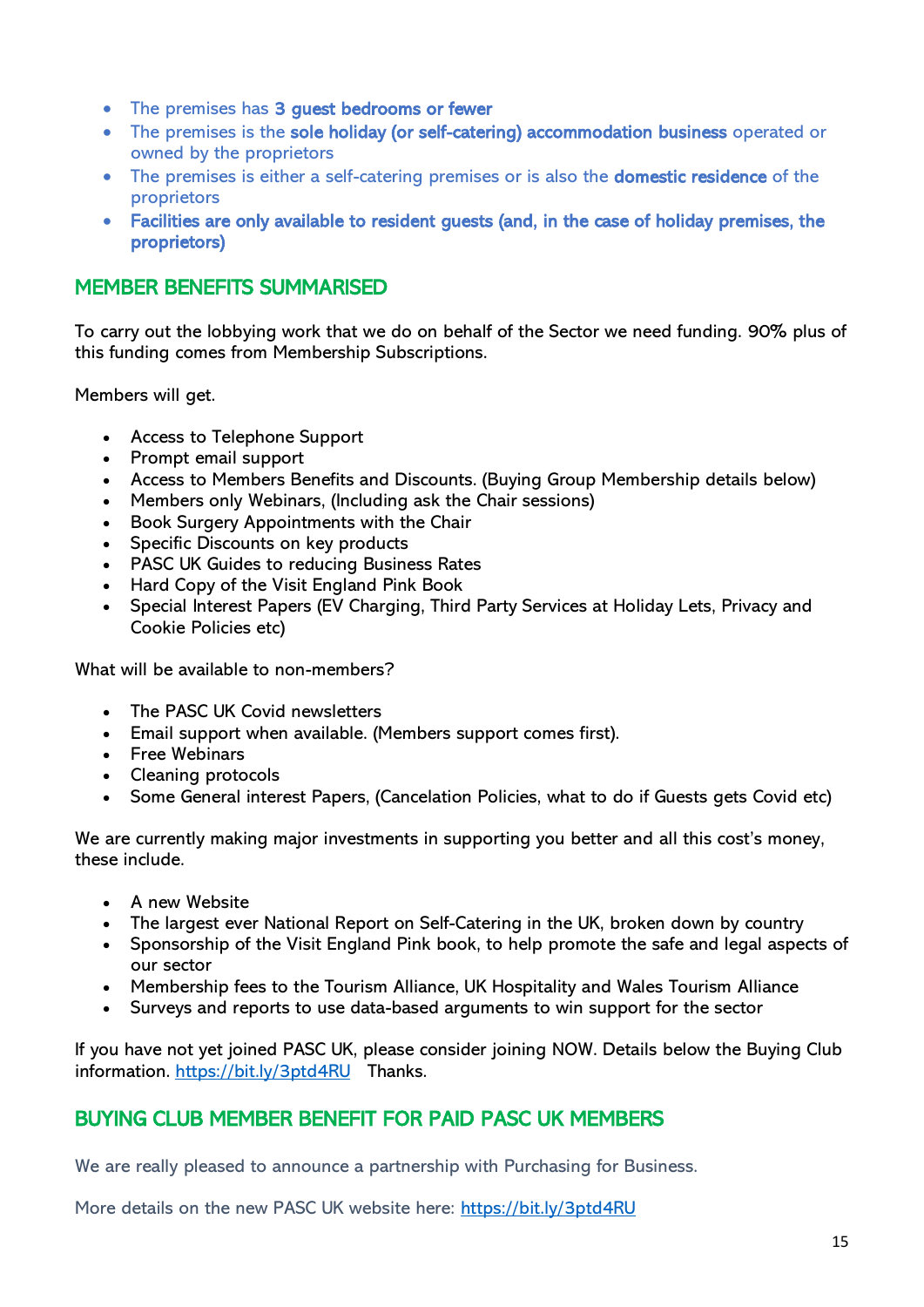- The premises has **3 guest bedrooms or fewer**
- The premises is the **sole holiday (or self-catering) accommodation business** operated or owned by the proprietors
- The premises is either a self-catering premises or is also the **domestic residence** of the proprietors
- **Facilities are only available to resident guests (and, in the case of holiday premises, the proprietors)**

## MEMBER BENEFITS SUMMARISED

To carry out the lobbying work that we do on behalf of the Sector we need funding. 90% plus of this funding comes from Membership Subscriptions.

Members will get.

- Access to Telephone Support
- Prompt email support
- Access to Members Benefits and Discounts. (Buying Group Membership details below)
- Members only Webinars, (Including ask the Chair sessions)
- Book Surgery Appointments with the Chair
- Specific Discounts on key products
- PASC UK Guides to reducing Business Rates
- Hard Copy of the Visit England Pink Book
- Special Interest Papers (EV Charging, Third Party Services at Holiday Lets, Privacy and Cookie Policies etc)

What will be available to non-members?

- The PASC UK Covid newsletters
- Email support when available. (Members support comes first).
- Free Webinars
- Cleaning protocols
- Some General interest Papers, (Cancelation Policies, what to do if Guests gets Covid etc)

We are currently making major investments in supporting you better and all this cost's money, these include.

- A new Website
- The largest ever National Report on Self-Catering in the UK, broken down by country
- Sponsorship of the Visit England Pink book, to help promote the safe and legal aspects of our sector
- Membership fees to the Tourism Alliance, UK Hospitality and Wales Tourism Alliance
- Surveys and reports to use data-based arguments to win support for the sector

If you have not yet joined PASC UK, please consider joining NOW. Details below the Buying Club information. [https://bit.ly/3ptd4RU](https://bit.ly/3ptd4RU) Thanks.

## BUYING CLUB MEMBER BENEFIT FOR PAID PASC UK MEMBERS

We are really pleased to announce a partnership with Purchasing for Business.

More details on the new PASC UK website here: [https://bit.ly/3ptd4RU](https://bit.ly/3ptd4RU)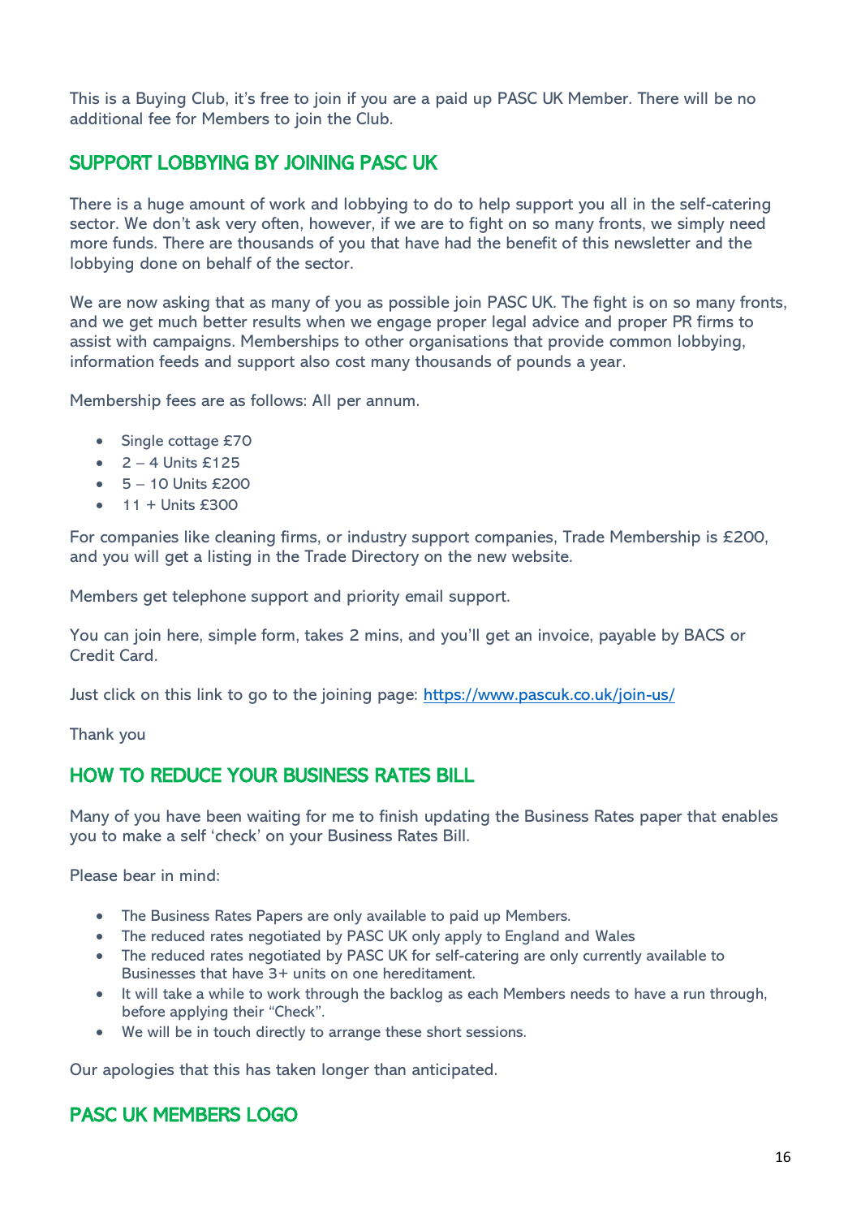This is a Buying Club, it's free to join if you are a paid up PASC UK Member. There will be no additional fee for Members to join the Club.

## SUPPORT LOBBYING BY JOINING PASC UK

There is a huge amount of work and lobbying to do to help support you all in the self-catering sector. We don't ask very often, however, if we are to fight on so many fronts, we simply need more funds. There are thousands of you that have had the benefit of this newsletter and the lobbying done on behalf of the sector.

We are now asking that as many of you as possible join PASC UK. The fight is on so many fronts, and we get much better results when we engage proper legal advice and proper PR firms to assist with campaigns. Memberships to other organisations that provide common lobbying, information feeds and support also cost many thousands of pounds a year.

Membership fees are as follows: All per annum.

- Single cottage £70
- 2 – 4 Units £125
- 5 – 10 Units £200
- 11 + Units £300

For companies like cleaning firms, or industry support companies, Trade Membership is £200, and you will get a listing in the Trade Directory on the new website.

Members get telephone support and priority email support.

You can join here, simple form, takes 2 mins, and you'll get an invoice, payable by BACS or Credit Card.

Just click on this link to go to the joining page: [https://www.pascuk.co.uk/join-us/](https://www.pascuk.co.uk/join-us/)

Thank you

## HOW TO REDUCE YOUR BUSINESS RATES BILL

Many of you have been waiting for me to finish updating the Business Rates paper that enables you to make a self 'check' on your Business Rates Bill.

Please bear in mind:

- The Business Rates Papers are only available to paid up Members.
- The reduced rates negotiated by PASC UK only apply to England and Wales
- The reduced rates negotiated by PASC UK for self-catering are only currently available to Businesses that have 3+ units on one hereditament.
- It will take a while to work through the backlog as each Members needs to have a run through, before applying their "Check".
- We will be in touch directly to arrange these short sessions.

Our apologies that this has taken longer than anticipated.

## PASC UK MEMBERS LOGO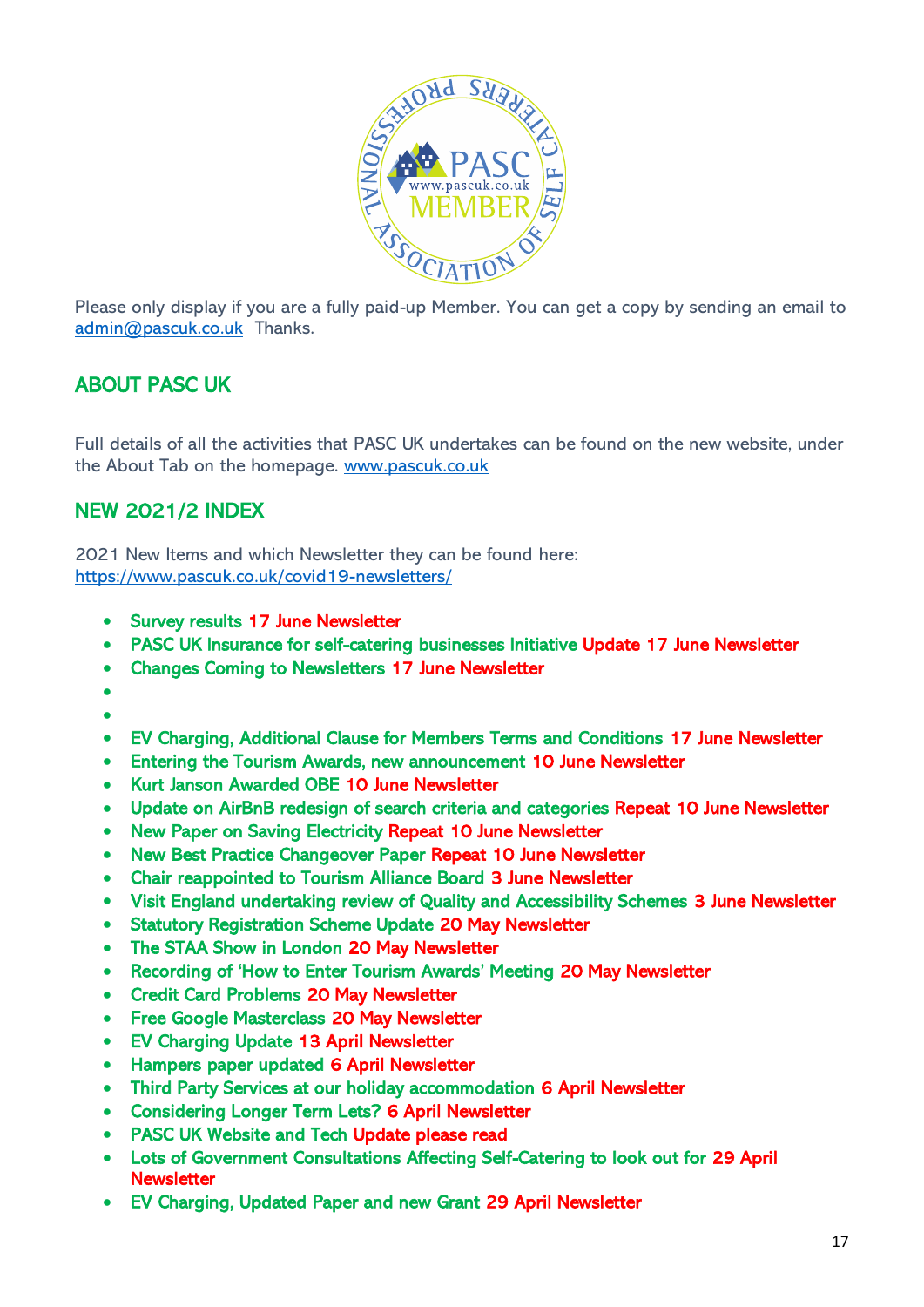Please only display if you are a fully paid-up Member. You can get a copy by sending an email to admin@pascuk.co.uk Thanks.

## ABOUT PASC UK

Full details of all the activities that PASC UK undertakes can be found on the new website, under the About Tab on the homepage. www.pascuk.co.uk

## NEW 2021/2 INDEX

2021 New Items and which Newsletter they can be found here: https://www.pascuk.co.uk/covid19-newsletters/

- Survey results 17 June Newsletter
- PASC UK Insurance for self-catering businesses Initiative Update 17 June Newsletter
- Changes Coming to Newsletters 17 June Newsletter
- 
- 
- EV Charging, Additional Clause for Members Terms and Conditions 17 June Newsletter
- Entering the Tourism Awards, new announcement 10 June Newsletter
- Kurt Janson Awarded OBE 10 June Newsletter
- Update on AirBnB redesign of search criteria and categories Repeat 10 June Newsletter
- New Paper on Saving Electricity Repeat 10 June Newsletter
- New Best Practice Changeover Paper Repeat 10 June Newsletter
- Chair reappointed to Tourism Alliance Board 3 June Newsletter
- Visit England undertaking review of Quality and Accessibility Schemes 3 June Newsletter
- Statutory Registration Scheme Update 20 May Newsletter
- The STAA Show in London 20 May Newsletter
- Recording of 'How to Enter Tourism Awards' Meeting 20 May Newsletter
- Credit Card Problems 20 May Newsletter
- Free Google Masterclass 20 May Newsletter
- EV Charging Update 13 April Newsletter
- Hampers paper updated 6 April Newsletter
- Third Party Services at our holiday accommodation 6 April Newsletter
- Considering Longer Term Lets? 6 April Newsletter
- PASC UK Website and Tech Update please read
- Lots of Government Consultations Affecting Self-Catering to look out for 29 April Newsletter
- EV Charging, Updated Paper and new Grant 29 April Newsletter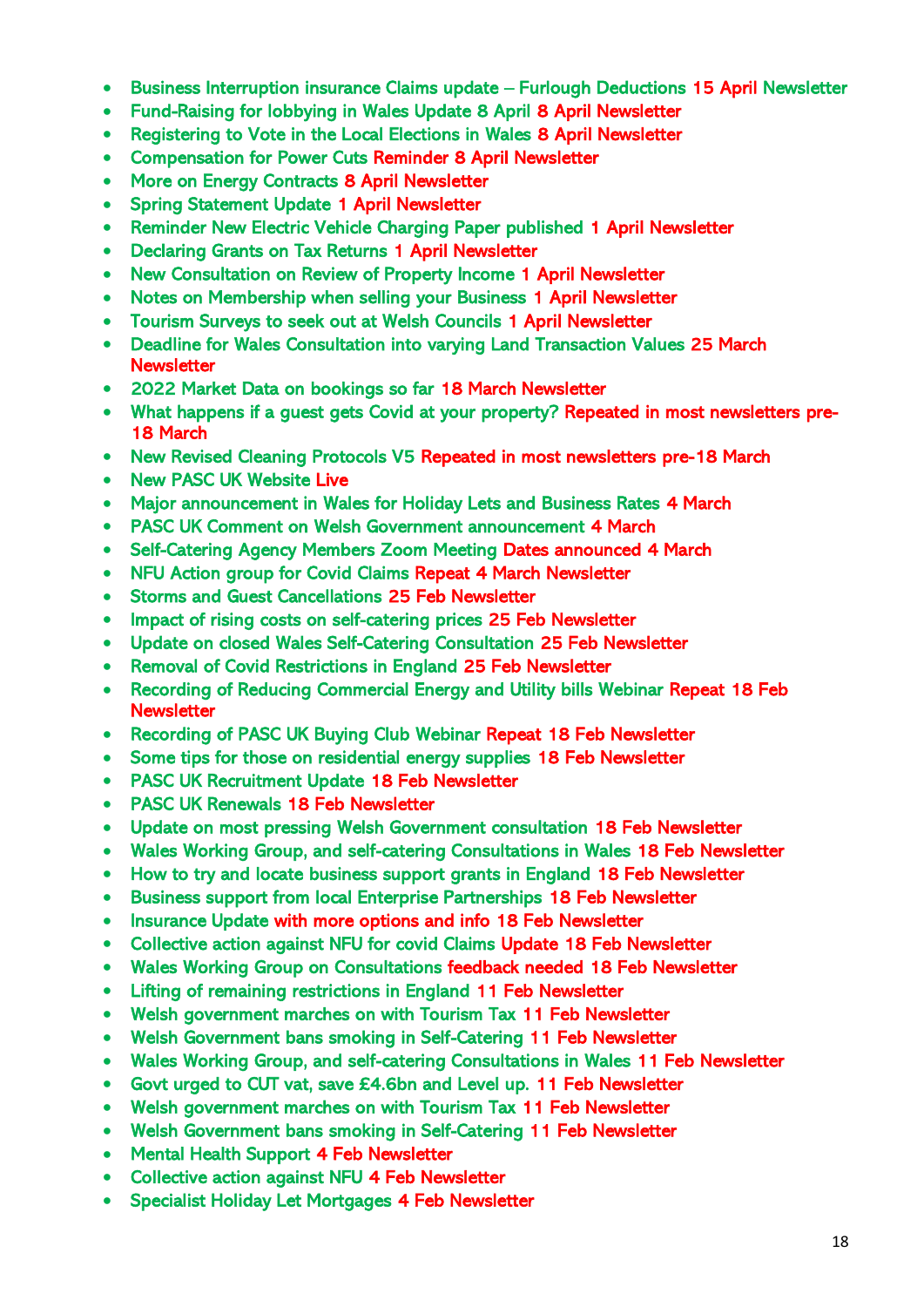- Business Interruption insurance Claims update – Furlough Deductions 15 April Newsletter
- Fund-Raising for lobbying in Wales Update 8 April 8 April Newsletter
- Registering to Vote in the Local Elections in Wales 8 April Newsletter
- Compensation for Power Cuts Reminder 8 April Newsletter
- More on Energy Contracts 8 April Newsletter
- Spring Statement Update 1 April Newsletter
- Reminder New Electric Vehicle Charging Paper published 1 April Newsletter
- Declaring Grants on Tax Returns 1 April Newsletter
- New Consultation on Review of Property Income 1 April Newsletter
- Notes on Membership when selling your Business 1 April Newsletter
- Tourism Surveys to seek out at Welsh Councils 1 April Newsletter
- Deadline for Wales Consultation into varying Land Transaction Values 25 March Newsletter
- 2022 Market Data on bookings so far 18 March Newsletter
- What happens if a guest gets Covid at your property? Repeated in most newsletters pre-18 March
- New Revised Cleaning Protocols V5 Repeated in most newsletters pre-18 March
- New PASC UK Website Live
- Major announcement in Wales for Holiday Lets and Business Rates 4 March
- PASC UK Comment on Welsh Government announcement 4 March
- Self-Catering Agency Members Zoom Meeting Dates announced 4 March
- NFU Action group for Covid Claims Repeat 4 March Newsletter
- Storms and Guest Cancellations 25 Feb Newsletter
- Impact of rising costs on self-catering prices 25 Feb Newsletter
- Update on closed Wales Self-Catering Consultation 25 Feb Newsletter
- Removal of Covid Restrictions in England 25 Feb Newsletter
- Recording of Reducing Commercial Energy and Utility bills Webinar Repeat 18 Feb Newsletter
- Recording of PASC UK Buying Club Webinar Repeat 18 Feb Newsletter
- Some tips for those on residential energy supplies 18 Feb Newsletter
- PASC UK Recruitment Update 18 Feb Newsletter
- PASC UK Renewals 18 Feb Newsletter
- Update on most pressing Welsh Government consultation 18 Feb Newsletter
- Wales Working Group, and self-catering Consultations in Wales 18 Feb Newsletter
- How to try and locate business support grants in England 18 Feb Newsletter
- Business support from local Enterprise Partnerships 18 Feb Newsletter
- Insurance Update with more options and info 18 Feb Newsletter
- Collective action against NFU for covid Claims Update 18 Feb Newsletter
- Wales Working Group on Consultations feedback needed 18 Feb Newsletter
- Lifting of remaining restrictions in England 11 Feb Newsletter
- Welsh government marches on with Tourism Tax 11 Feb Newsletter
- Welsh Government bans smoking in Self-Catering 11 Feb Newsletter
- Wales Working Group, and self-catering Consultations in Wales 11 Feb Newsletter
- Govt urged to CUT vat, save £4.6bn and Level up. 11 Feb Newsletter
- Welsh government marches on with Tourism Tax 11 Feb Newsletter
- Welsh Government bans smoking in Self-Catering 11 Feb Newsletter
- Mental Health Support 4 Feb Newsletter
- Collective action against NFU 4 Feb Newsletter
- Specialist Holiday Let Mortgages 4 Feb Newsletter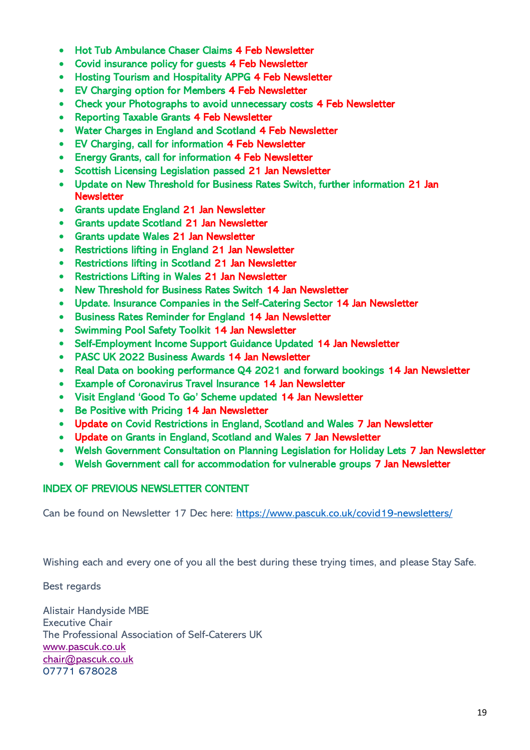- Hot Tub Ambulance Chaser Claims 4 Feb Newsletter
- Covid insurance policy for guests 4 Feb Newsletter
- Hosting Tourism and Hospitality APPG 4 Feb Newsletter
- EV Charging option for Members 4 Feb Newsletter
- Check your Photographs to avoid unnecessary costs 4 Feb Newsletter
- Reporting Taxable Grants 4 Feb Newsletter
- Water Charges in England and Scotland 4 Feb Newsletter
- EV Charging, call for information 4 Feb Newsletter
- Energy Grants, call for information 4 Feb Newsletter
- Scottish Licensing Legislation passed 21 Jan Newsletter
- Update on New Threshold for Business Rates Switch, further information 21 Jan Newsletter
- Grants update England 21 Jan Newsletter
- Grants update Scotland 21 Jan Newsletter
- Grants update Wales 21 Jan Newsletter
- Restrictions lifting in England 21 Jan Newsletter
- Restrictions lifting in Scotland 21 Jan Newsletter
- Restrictions Lifting in Wales 21 Jan Newsletter
- New Threshold for Business Rates Switch 14 Jan Newsletter
- Update. Insurance Companies in the Self-Catering Sector 14 Jan Newsletter
- Business Rates Reminder for England 14 Jan Newsletter
- Swimming Pool Safety Toolkit 14 Jan Newsletter
- Self-Employment Income Support Guidance Updated 14 Jan Newsletter
- PASC UK 2022 Business Awards 14 Jan Newsletter
- Real Data on booking performance Q4 2021 and forward bookings 14 Jan Newsletter
- Example of Coronavirus Travel Insurance 14 Jan Newsletter
- Visit England 'Good To Go' Scheme updated 14 Jan Newsletter
- Be Positive with Pricing 14 Jan Newsletter
- Update on Covid Restrictions in England, Scotland and Wales 7 Jan Newsletter
- Update on Grants in England, Scotland and Wales 7 Jan Newsletter
- Welsh Government Consultation on Planning Legislation for Holiday Lets 7 Jan Newsletter
- Welsh Government call for accommodation for vulnerable groups 7 Jan Newsletter

## INDEX OF PREVIOUS NEWSLETTER CONTENT

Can be found on Newsletter 17 Dec here: https://www.pascuk.co.uk/covid19-newsletters/

Wishing each and every one of you all the best during these trying times, and please Stay Safe.

Best regards

Alistair Handyside MBE  
Executive Chair  
The Professional Association of Self-Caterers UK  
www.pascuk.co.uk  
chair@pascuk.co.uk  
07771 678028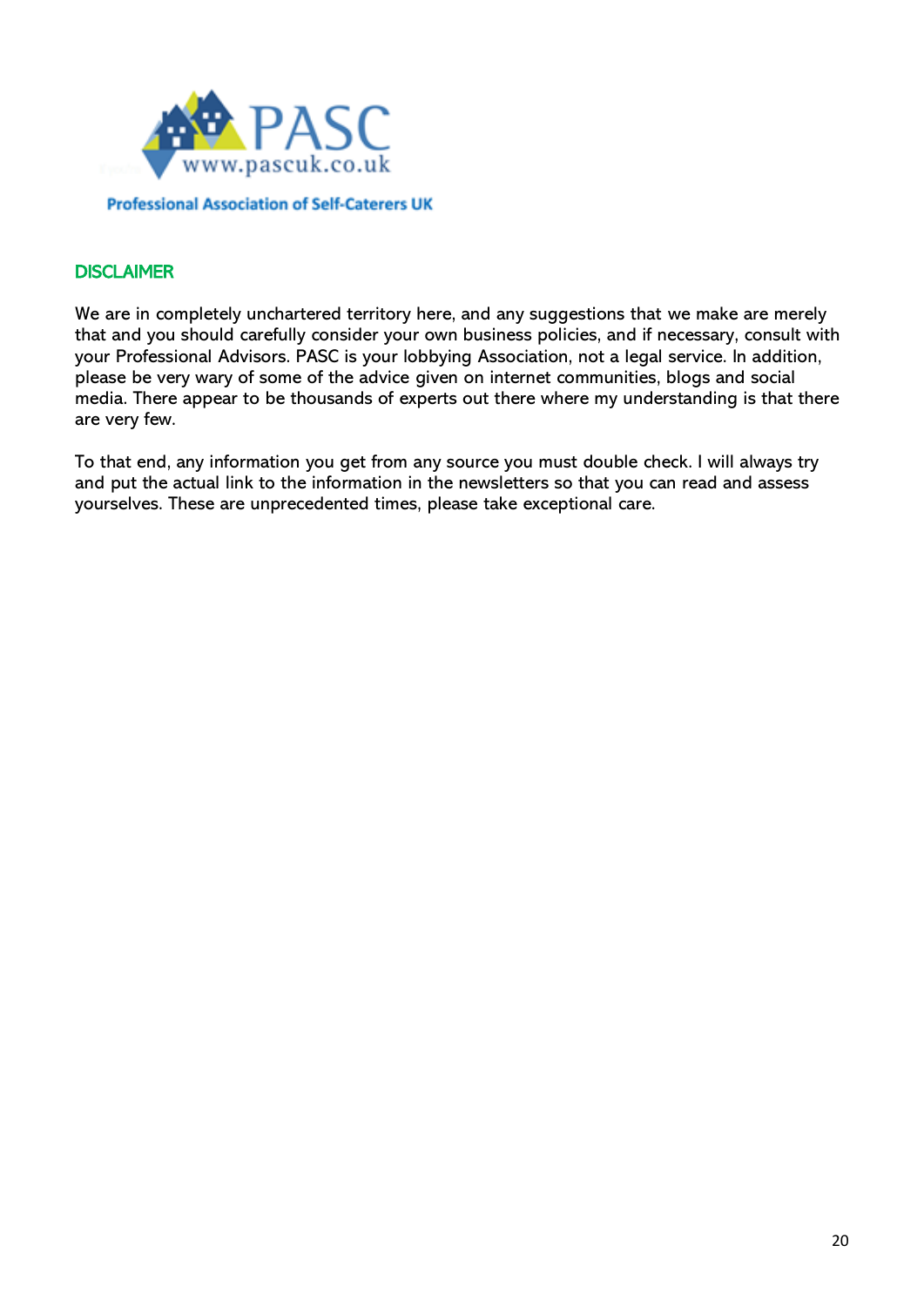PASC
www.pascuk.co.uk

Professional Association of Self-Caterers UK

## DISCLAIMER

We are in completely unchartered territory here, and any suggestions that we make are merely that and you should carefully consider your own business policies, and if necessary, consult with your Professional Advisors. PASC is your lobbying Association, not a legal service. In addition, please be very wary of some of the advice given on internet communities, blogs and social media. There appear to be thousands of experts out there where my understanding is that there are very few.

To that end, any information you get from any source you must double check. I will always try and put the actual link to the information in the newsletters so that you can read and assess yourselves. These are unprecedented times, please take exceptional care.